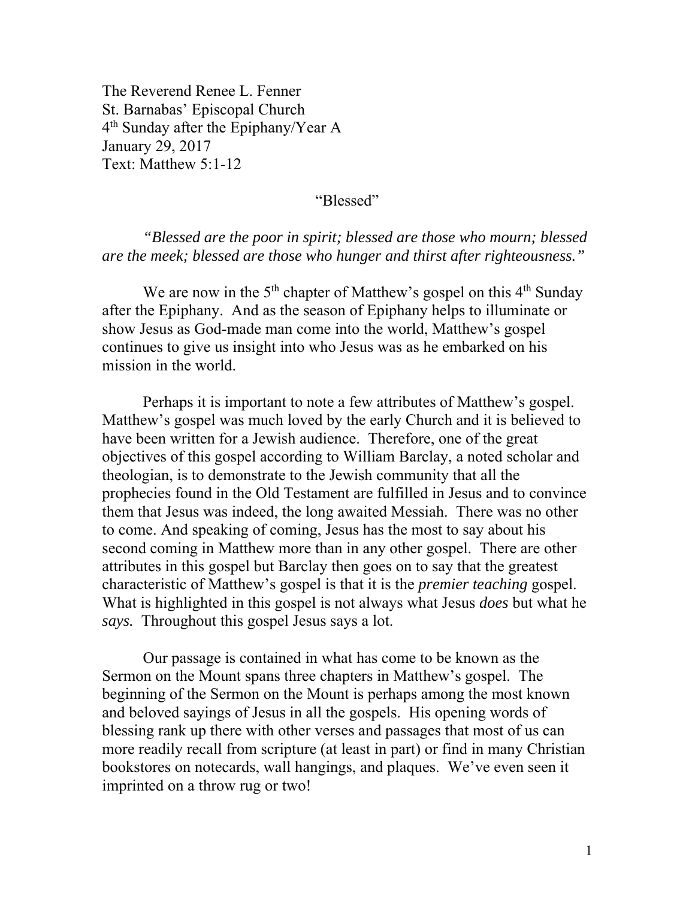The Reverend Renee L. Fenner
St. Barnabas' Episcopal Church
4th Sunday after the Epiphany/Year A
January 29, 2017
Text: Matthew 5:1-12

# "Blessed"

*"Blessed are the poor in spirit; blessed are those who mourn; blessed are the meek; blessed are those who hunger and thirst after righteousness."*

We are now in the 5th chapter of Matthew's gospel on this 4th Sunday after the Epiphany. And as the season of Epiphany helps to illuminate or show Jesus as God-made man come into the world, Matthew's gospel continues to give us insight into who Jesus was as he embarked on his mission in the world.

Perhaps it is important to note a few attributes of Matthew's gospel. Matthew's gospel was much loved by the early Church and it is believed to have been written for a Jewish audience. Therefore, one of the great objectives of this gospel according to William Barclay, a noted scholar and theologian, is to demonstrate to the Jewish community that all the prophecies found in the Old Testament are fulfilled in Jesus and to convince them that Jesus was indeed, the long awaited Messiah. There was no other to come. And speaking of coming, Jesus has the most to say about his second coming in Matthew more than in any other gospel. There are other attributes in this gospel but Barclay then goes on to say that the greatest characteristic of Matthew's gospel is that it is the *premier teaching* gospel. What is highlighted in this gospel is not always what Jesus *does* but what he *says.* Throughout this gospel Jesus says a lot.

Our passage is contained in what has come to be known as the Sermon on the Mount spans three chapters in Matthew's gospel. The beginning of the Sermon on the Mount is perhaps among the most known and beloved sayings of Jesus in all the gospels. His opening words of blessing rank up there with other verses and passages that most of us can more readily recall from scripture (at least in part) or find in many Christian bookstores on notecards, wall hangings, and plaques. We've even seen it imprinted on a throw rug or two!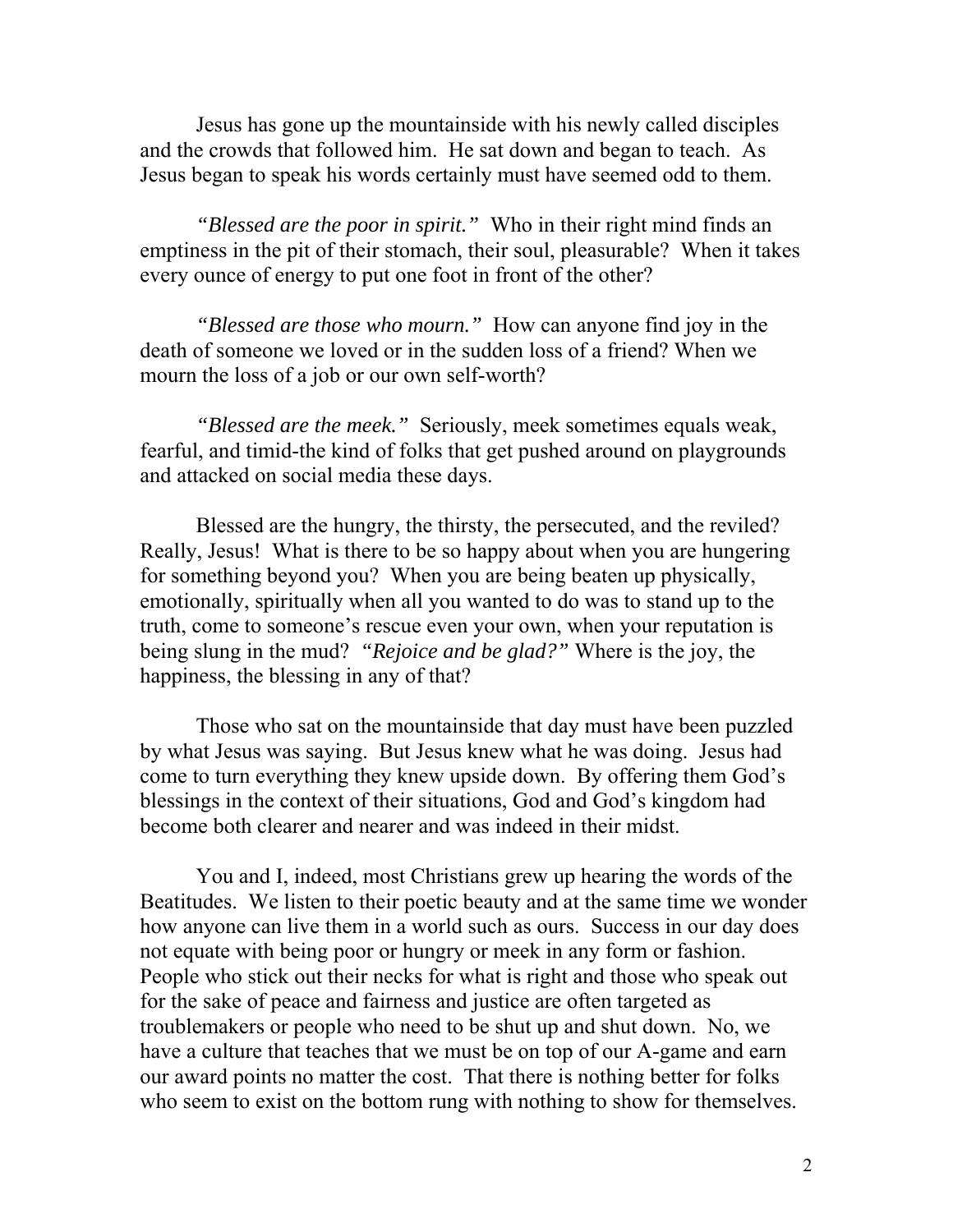Jesus has gone up the mountainside with his newly called disciples and the crowds that followed him. He sat down and began to teach. As Jesus began to speak his words certainly must have seemed odd to them.

*"Blessed are the poor in spirit."* Who in their right mind finds an emptiness in the pit of their stomach, their soul, pleasurable? When it takes every ounce of energy to put one foot in front of the other?

*"Blessed are those who mourn."* How can anyone find joy in the death of someone we loved or in the sudden loss of a friend? When we mourn the loss of a job or our own self-worth?

*"Blessed are the meek."* Seriously, meek sometimes equals weak, fearful, and timid-the kind of folks that get pushed around on playgrounds and attacked on social media these days.

Blessed are the hungry, the thirsty, the persecuted, and the reviled? Really, Jesus! What is there to be so happy about when you are hungering for something beyond you? When you are being beaten up physically, emotionally, spiritually when all you wanted to do was to stand up to the truth, come to someone's rescue even your own, when your reputation is being slung in the mud? *"Rejoice and be glad?"* Where is the joy, the happiness, the blessing in any of that?

Those who sat on the mountainside that day must have been puzzled by what Jesus was saying. But Jesus knew what he was doing. Jesus had come to turn everything they knew upside down. By offering them God's blessings in the context of their situations, God and God's kingdom had become both clearer and nearer and was indeed in their midst.

You and I, indeed, most Christians grew up hearing the words of the Beatitudes. We listen to their poetic beauty and at the same time we wonder how anyone can live them in a world such as ours. Success in our day does not equate with being poor or hungry or meek in any form or fashion. People who stick out their necks for what is right and those who speak out for the sake of peace and fairness and justice are often targeted as troublemakers or people who need to be shut up and shut down. No, we have a culture that teaches that we must be on top of our A-game and earn our award points no matter the cost. That there is nothing better for folks who seem to exist on the bottom rung with nothing to show for themselves.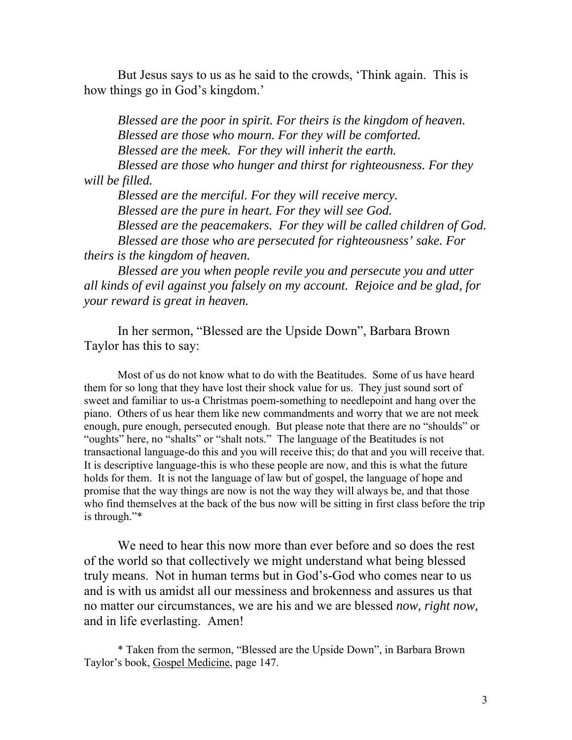But Jesus says to us as he said to the crowds, 'Think again. This is how things go in God's kingdom.'

*Blessed are the poor in spirit. For theirs is the kingdom of heaven.*
*Blessed are those who mourn. For they will be comforted.*
*Blessed are the meek. For they will inherit the earth.*
*Blessed are those who hunger and thirst for righteousness. For they will be filled.*
*Blessed are the merciful. For they will receive mercy.*
*Blessed are the pure in heart. For they will see God.*
*Blessed are the peacemakers. For they will be called children of God.*
*Blessed are those who are persecuted for righteousness' sake. For theirs is the kingdom of heaven.*
*Blessed are you when people revile you and persecute you and utter all kinds of evil against you falsely on my account. Rejoice and be glad, for your reward is great in heaven.*

In her sermon, "Blessed are the Upside Down", Barbara Brown Taylor has this to say:

> Most of us do not know what to do with the Beatitudes. Some of us have heard them for so long that they have lost their shock value for us. They just sound sort of sweet and familiar to us-a Christmas poem-something to needlepoint and hang over the piano. Others of us hear them like new commandments and worry that we are not meek enough, pure enough, persecuted enough. But please note that there are no "shoulds" or "oughts" here, no "shalts" or "shalt nots." The language of the Beatitudes is not transactional language-do this and you will receive this; do that and you will receive that. It is descriptive language-this is who these people are now, and this is what the future holds for them. It is not the language of law but of gospel, the language of hope and promise that the way things are now is not the way they will always be, and that those who find themselves at the back of the bus now will be sitting in first class before the trip is through."*

We need to hear this now more than ever before and so does the rest of the world so that collectively we might understand what being blessed truly means. Not in human terms but in God's-God who comes near to us and is with us amidst all our messiness and brokenness and assures us that no matter our circumstances, we are his and we are blessed *now, right now,* and in life everlasting. Amen!

\* Taken from the sermon, "Blessed are the Upside Down", in Barbara Brown Taylor's book, <u>Gospel Medicine</u>, page 147.